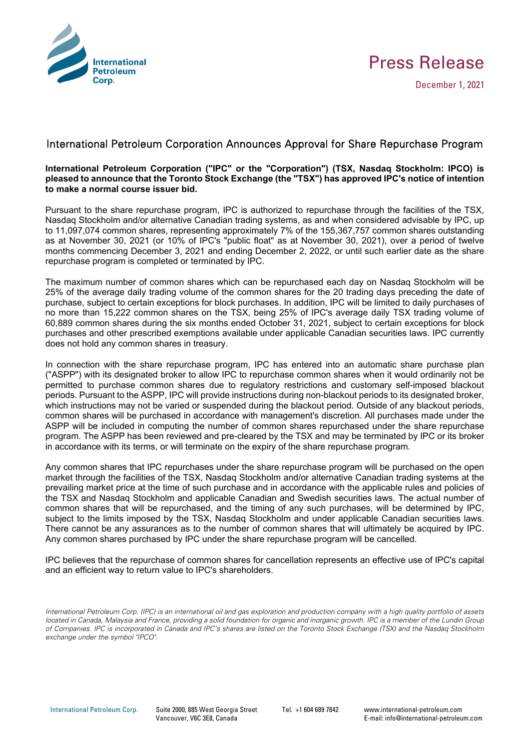International Petroleum Corp.

# Press Release

December 1, 2021

## International Petroleum Corporation Announces Approval for Share Repurchase Program

**International Petroleum Corporation ("IPC" or the "Corporation") (TSX, Nasdaq Stockholm: IPCO) is pleased to announce that the Toronto Stock Exchange (the "TSX") has approved IPC's notice of intention to make a normal course issuer bid.**

Pursuant to the share repurchase program, IPC is authorized to repurchase through the facilities of the TSX, Nasdaq Stockholm and/or alternative Canadian trading systems, as and when considered advisable by IPC, up to 11,097,074 common shares, representing approximately 7% of the 155,367,757 common shares outstanding as at November 30, 2021 (or 10% of IPC's "public float" as at November 30, 2021), over a period of twelve months commencing December 3, 2021 and ending December 2, 2022, or until such earlier date as the share repurchase program is completed or terminated by IPC.

The maximum number of common shares which can be repurchased each day on Nasdaq Stockholm will be 25% of the average daily trading volume of the common shares for the 20 trading days preceding the date of purchase, subject to certain exceptions for block purchases. In addition, IPC will be limited to daily purchases of no more than 15,222 common shares on the TSX, being 25% of IPC's average daily TSX trading volume of 60,889 common shares during the six months ended October 31, 2021, subject to certain exceptions for block purchases and other prescribed exemptions available under applicable Canadian securities laws. IPC currently does not hold any common shares in treasury.

In connection with the share repurchase program, IPC has entered into an automatic share purchase plan ("ASPP") with its designated broker to allow IPC to repurchase common shares when it would ordinarily not be permitted to purchase common shares due to regulatory restrictions and customary self-imposed blackout periods. Pursuant to the ASPP, IPC will provide instructions during non-blackout periods to its designated broker, which instructions may not be varied or suspended during the blackout period. Outside of any blackout periods, common shares will be purchased in accordance with management's discretion. All purchases made under the ASPP will be included in computing the number of common shares repurchased under the share repurchase program. The ASPP has been reviewed and pre-cleared by the TSX and may be terminated by IPC or its broker in accordance with its terms, or will terminate on the expiry of the share repurchase program.

Any common shares that IPC repurchases under the share repurchase program will be purchased on the open market through the facilities of the TSX, Nasdaq Stockholm and/or alternative Canadian trading systems at the prevailing market price at the time of such purchase and in accordance with the applicable rules and policies of the TSX and Nasdaq Stockholm and applicable Canadian and Swedish securities laws. The actual number of common shares that will be repurchased, and the timing of any such purchases, will be determined by IPC, subject to the limits imposed by the TSX, Nasdaq Stockholm and under applicable Canadian securities laws. There cannot be any assurances as to the number of common shares that will ultimately be acquired by IPC. Any common shares purchased by IPC under the share repurchase program will be cancelled.

IPC believes that the repurchase of common shares for cancellation represents an effective use of IPC's capital and an efficient way to return value to IPC's shareholders.

*International Petroleum Corp. (IPC) is an international oil and gas exploration and production company with a high quality portfolio of assets located in Canada, Malaysia and France, providing a solid foundation for organic and inorganic growth. IPC is a member of the Lundin Group of Companies. IPC is incorporated in Canada and IPC's shares are listed on the Toronto Stock Exchange (TSX) and the Nasdaq Stockholm exchange under the symbol "IPCO".*

International Petroleum Corp. Suite 2000, 885 West Georgia Street Vancouver, V6C 3E8, Canada Tel. +1 604 689 7842 www.international-petroleum.com E-mail: info@international-petroleum.com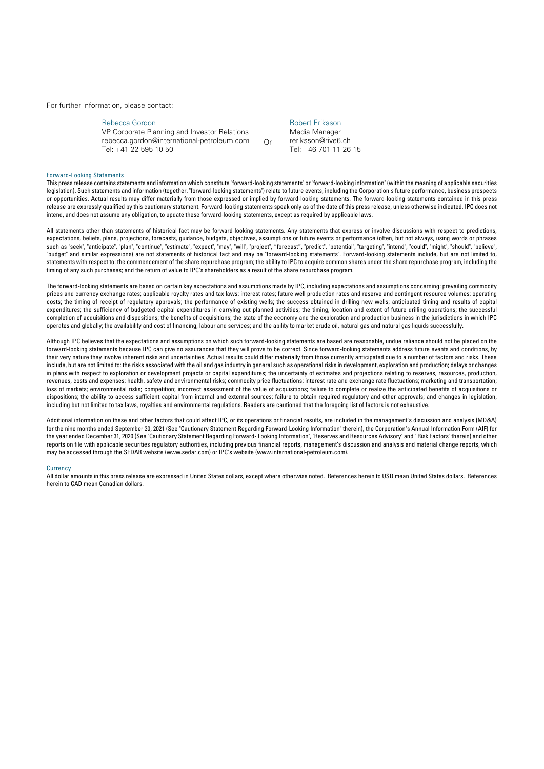For further information, please contact:

Rebecca Gordon
VP Corporate Planning and Investor Relations
rebecca.gordon@international-petroleum.com
Tel: +41 22 595 10 50

Or

Robert Eriksson
Media Manager
reriksson@rive6.ch
Tel: +46 701 11 26 15

### Forward-Looking Statements

This press release contains statements and information which constitute "forward-looking statements" or "forward-looking information" (within the meaning of applicable securities legislation). Such statements and information (together, "forward-looking statements") relate to future events, including the Corporation's future performance, business prospects or opportunities. Actual results may differ materially from those expressed or implied by forward-looking statements. The forward-looking statements contained in this press release are expressly qualified by this cautionary statement. Forward-looking statements speak only as of the date of this press release, unless otherwise indicated. IPC does not intend, and does not assume any obligation, to update these forward-looking statements, except as required by applicable laws.

All statements other than statements of historical fact may be forward-looking statements. Any statements that express or involve discussions with respect to predictions, expectations, beliefs, plans, projections, forecasts, guidance, budgets, objectives, assumptions or future events or performance (often, but not always, using words or phrases such as "seek", "anticipate", "plan", "continue", "estimate", "expect", "may", "will", "project", "forecast", "predict", "potential", "targeting", "intend", "could", "might", "should", "believe", "budget" and similar expressions) are not statements of historical fact and may be "forward-looking statements". Forward-looking statements include, but are not limited to, statements with respect to: the commencement of the share repurchase program; the ability to IPC to acquire common shares under the share repurchase program, including the timing of any such purchases; and the return of value to IPC's shareholders as a result of the share repurchase program.

The forward-looking statements are based on certain key expectations and assumptions made by IPC, including expectations and assumptions concerning: prevailing commodity prices and currency exchange rates; applicable royalty rates and tax laws; interest rates; future well production rates and reserve and contingent resource volumes; operating costs; the timing of receipt of regulatory approvals; the performance of existing wells; the success obtained in drilling new wells; anticipated timing and results of capital expenditures; the sufficiency of budgeted capital expenditures in carrying out planned activities; the timing, location and extent of future drilling operations; the successful completion of acquisitions and dispositions; the benefits of acquisitions; the state of the economy and the exploration and production business in the jurisdictions in which IPC operates and globally; the availability and cost of financing, labour and services; and the ability to market crude oil, natural gas and natural gas liquids successfully.

Although IPC believes that the expectations and assumptions on which such forward-looking statements are based are reasonable, undue reliance should not be placed on the forward-looking statements because IPC can give no assurances that they will prove to be correct. Since forward-looking statements address future events and conditions, by their very nature they involve inherent risks and uncertainties. Actual results could differ materially from those currently anticipated due to a number of factors and risks. These include, but are not limited to: the risks associated with the oil and gas industry in general such as operational risks in development, exploration and production; delays or changes in plans with respect to exploration or development projects or capital expenditures; the uncertainty of estimates and projections relating to reserves, resources, production, revenues, costs and expenses; health, safety and environmental risks; commodity price fluctuations; interest rate and exchange rate fluctuations; marketing and transportation; loss of markets; environmental risks; competition; incorrect assessment of the value of acquisitions; failure to complete or realize the anticipated benefits of acquisitions or dispositions; the ability to access sufficient capital from internal and external sources; failure to obtain required regulatory and other approvals; and changes in legislation, including but not limited to tax laws, royalties and environmental regulations. Readers are cautioned that the foregoing list of factors is not exhaustive.

Additional information on these and other factors that could affect IPC, or its operations or financial results, are included in the management's discussion and analysis (MD&A) for the nine months ended September 30, 2021 (See "Cautionary Statement Regarding Forward-Looking Information" therein), the Corporation's Annual Information Form (AIF) for the year ended December 31, 2020 (See "Cautionary Statement Regarding Forward- Looking Information", "Reserves and Resources Advisory" and " Risk Factors" therein) and other reports on file with applicable securities regulatory authorities, including previous financial reports, management's discussion and analysis and material change reports, which may be accessed through the SEDAR website (www.sedar.com) or IPC's website (www.international-petroleum.com).

### Currency

All dollar amounts in this press release are expressed in United States dollars, except where otherwise noted. References herein to USD mean United States dollars. References herein to CAD mean Canadian dollars.